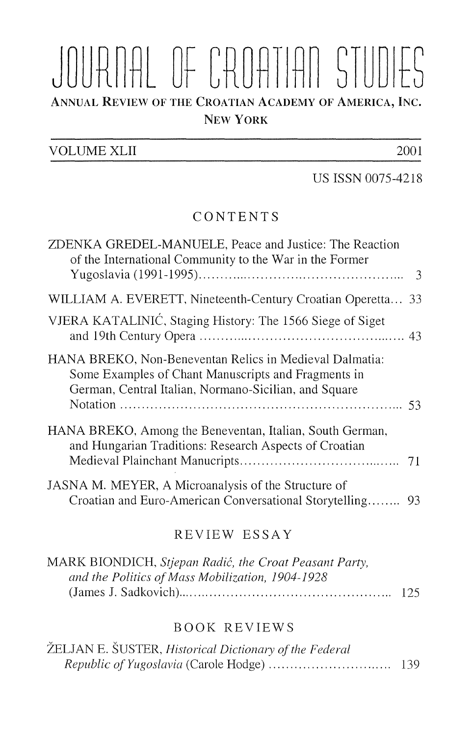# JOURNAL OF CROATIAN STUDIES

ANNUAL REVIEW OF THE CROATIAN ACADEMY OF AMERICA, INC.
NEW YORK

VOLUME XLII — 2001

US ISSN 0075-4218

## CONTENTS

ZDENKA GREDEL-MANUELE, Peace and Justice: The Reaction of the International Community to the War in the Former Yugoslavia (1991-1995) ... 3

WILLIAM A. EVERETT, Nineteenth-Century Croatian Operetta... 33

VJERA KATALINIĆ, Staging History: The 1566 Siege of Siget and 19th Century Opera ... 43

HANA BREKO, Non-Beneventan Relics in Medieval Dalmatia: Some Examples of Chant Manuscripts and Fragments in German, Central Italian, Normano-Sicilian, and Square Notation ... 53

HANA BREKO, Among the Beneventan, Italian, South German, and Hungarian Traditions: Research Aspects of Croatian Medieval Plainchant Manucripts ... 71

JASNA M. MEYER, A Microanalysis of the Structure of Croatian and Euro-American Conversational Storytelling ... 93

## REVIEW ESSAY

MARK BIONDICH, *Stjepan Radić, the Croat Peasant Party, and the Politics of Mass Mobilization, 1904-1928* (James J. Sadkovich) ... 125

## BOOK REVIEWS

ŽELJAN E. ŠUSTER, *Historical Dictionary of the Federal Republic of Yugoslavia* (Carole Hodge) ... 139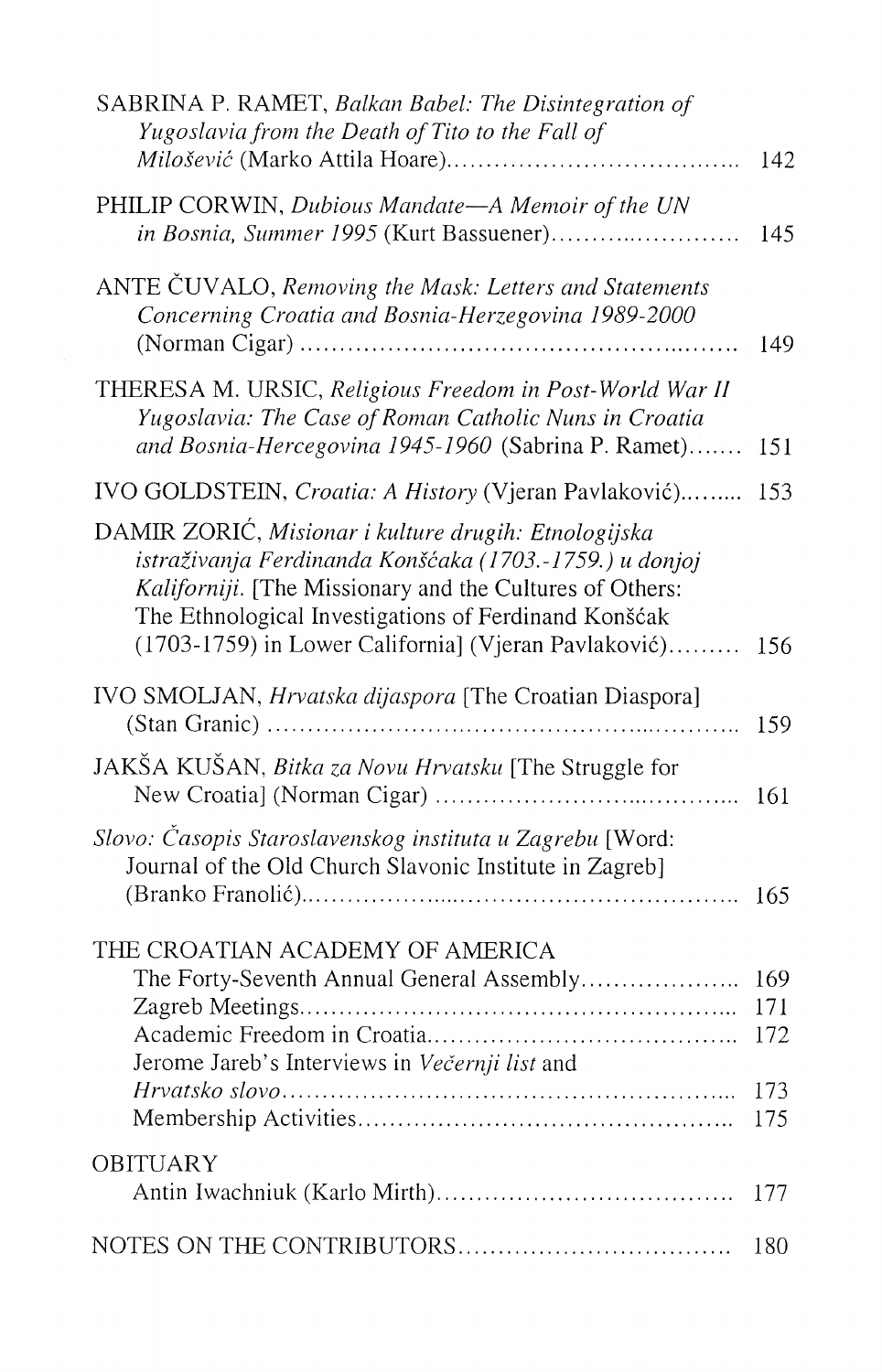SABRINA P. RAMET, *Balkan Babel: The Disintegration of Yugoslavia from the Death of Tito to the Fall of Milošević* (Marko Attila Hoare)....................................... 142

PHILIP CORWIN, *Dubious Mandate—A Memoir of the UN in Bosnia, Summer 1995* (Kurt Bassuener)........................... 145

ANTE ČUVALO, *Removing the Mask: Letters and Statements Concerning Croatia and Bosnia-Herzegovina 1989-2000* (Norman Cigar)........................................................ 149

THERESA M. URSIC, *Religious Freedom in Post-World War II Yugoslavia: The Case of Roman Catholic Nuns in Croatia and Bosnia-Hercegovina 1945-1960* (Sabrina P. Ramet)....... 151

IVO GOLDSTEIN, *Croatia: A History* (Vjeran Pavlaković)......... 153

DAMIR ZORIĆ, *Misionar i kulture drugih: Etnologijska istraživanja Ferdinanda Konšćaka (1703.-1759.) u donjoj Kaliforniji.* [The Missionary and the Cultures of Others: The Ethnological Investigations of Ferdinand Konšćak (1703-1759) in Lower California] (Vjeran Pavlaković)......... 156

IVO SMOLJAN, *Hrvatska dijaspora* [The Croatian Diaspora] (Stan Granic)........................................................ 159

JAKŠA KUŠAN, *Bitka za Novu Hrvatsku* [The Struggle for New Croatia] (Norman Cigar)........................................ 161

*Slovo: Časopis Staroslavenskog instituta u Zagrebu* [Word: Journal of the Old Church Slavonic Institute in Zagreb] (Branko Franolić)........................................................ 165

THE CROATIAN ACADEMY OF AMERICA

The Forty-Seventh Annual General Assembly.................... 169
Zagreb Meetings........................................................ 171
Academic Freedom in Croatia........................................ 172
Jerome Jareb's Interviews in *Večernji list* and *Hrvatsko slovo*........................................................ 173
Membership Activities................................................ 175

OBITUARY

Antin Iwachniuk (Karlo Mirth)...................................... 177

NOTES ON THE CONTRIBUTORS.................................. 180